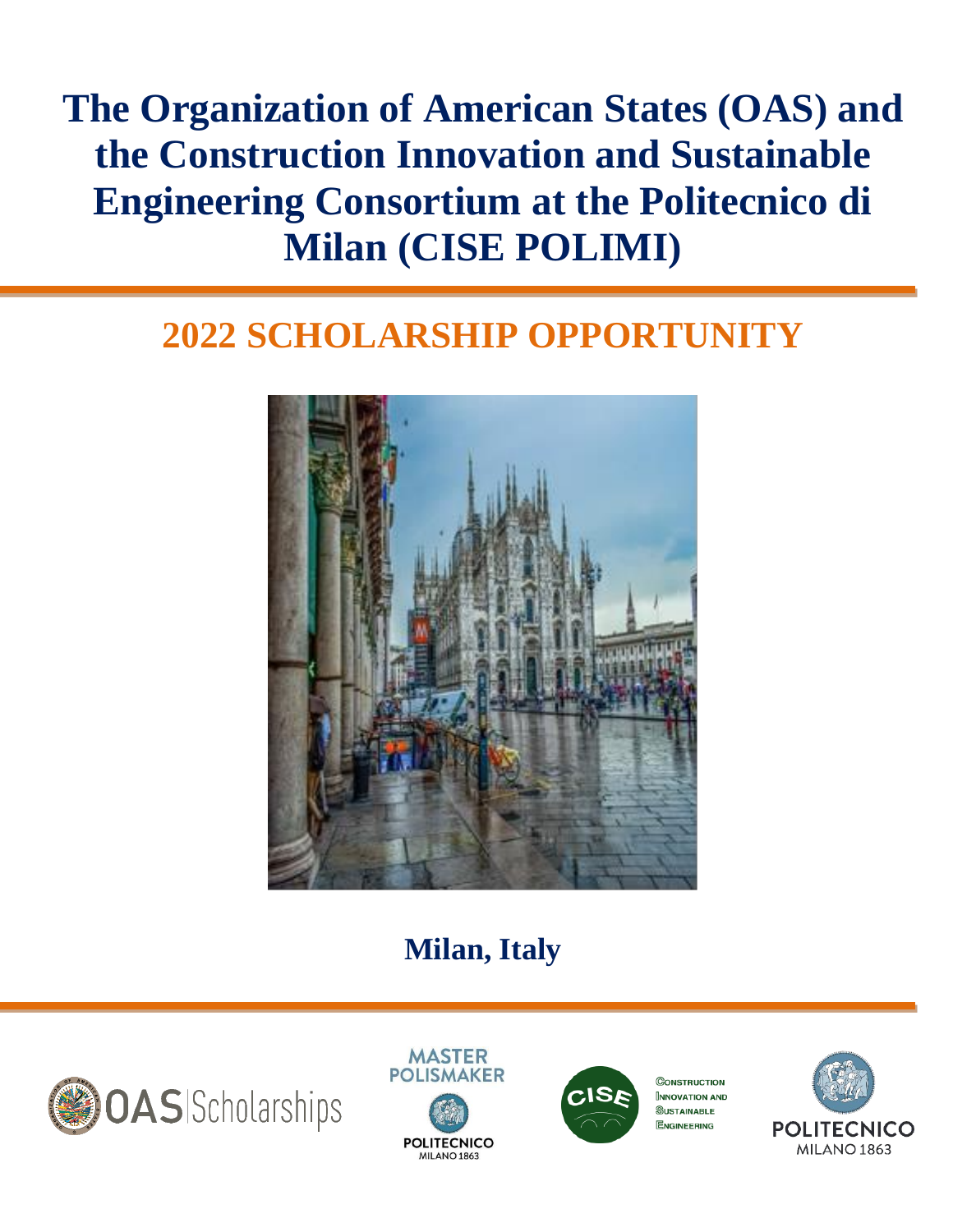# The Organization of American States (OAS) and the Construction Innovation and Sustainable Engineering Consortium at the Politecnico di Milan (CISE POLIMI)

## 2022 SCHOLARSHIP OPPORTUNITY

**Milan, Italy**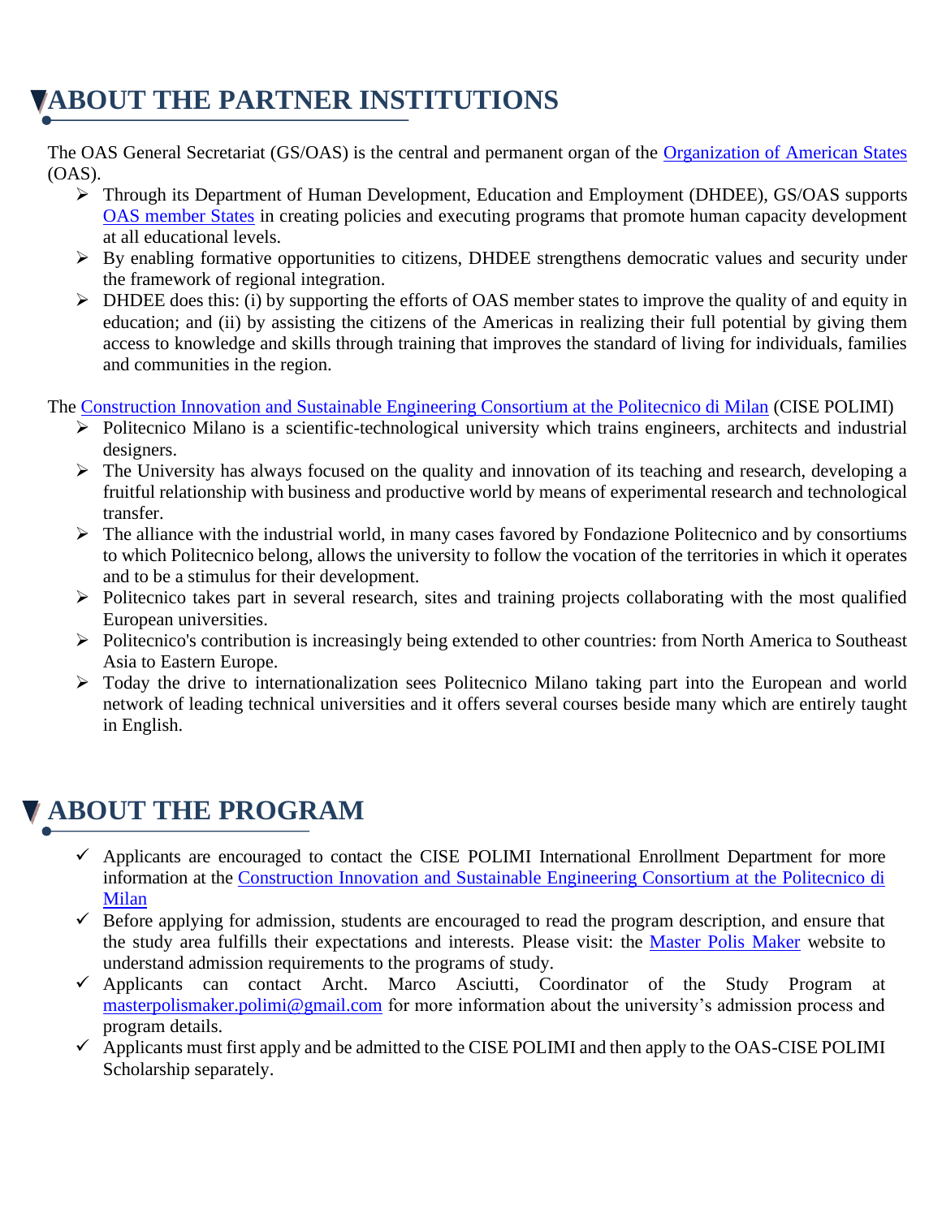# ABOUT THE PARTNER INSTITUTIONS

The OAS General Secretariat (GS/OAS) is the central and permanent organ of the Organization of American States (OAS).

- Through its Department of Human Development, Education and Employment (DHDEE), GS/OAS supports OAS member States in creating policies and executing programs that promote human capacity development at all educational levels.
- By enabling formative opportunities to citizens, DHDEE strengthens democratic values and security under the framework of regional integration.
- DHDEE does this: (i) by supporting the efforts of OAS member states to improve the quality of and equity in education; and (ii) by assisting the citizens of the Americas in realizing their full potential by giving them access to knowledge and skills through training that improves the standard of living for individuals, families and communities in the region.

The Construction Innovation and Sustainable Engineering Consortium at the Politecnico di Milan (CISE POLIMI)

- Politecnico Milano is a scientific-technological university which trains engineers, architects and industrial designers.
- The University has always focused on the quality and innovation of its teaching and research, developing a fruitful relationship with business and productive world by means of experimental research and technological transfer.
- The alliance with the industrial world, in many cases favored by Fondazione Politecnico and by consortiums to which Politecnico belong, allows the university to follow the vocation of the territories in which it operates and to be a stimulus for their development.
- Politecnico takes part in several research, sites and training projects collaborating with the most qualified European universities.
- Politecnico's contribution is increasingly being extended to other countries: from North America to Southeast Asia to Eastern Europe.
- Today the drive to internationalization sees Politecnico Milano taking part into the European and world network of leading technical universities and it offers several courses beside many which are entirely taught in English.

# ABOUT THE PROGRAM

- ✓ Applicants are encouraged to contact the CISE POLIMI International Enrollment Department for more information at the Construction Innovation and Sustainable Engineering Consortium at the Politecnico di Milan
- ✓ Before applying for admission, students are encouraged to read the program description, and ensure that the study area fulfills their expectations and interests. Please visit: the Master Polis Maker website to understand admission requirements to the programs of study.
- ✓ Applicants can contact Archt. Marco Asciutti, Coordinator of the Study Program at masterpolismaker.polimi@gmail.com for more information about the university's admission process and program details.
- ✓ Applicants must first apply and be admitted to the CISE POLIMI and then apply to the OAS-CISE POLIMI Scholarship separately.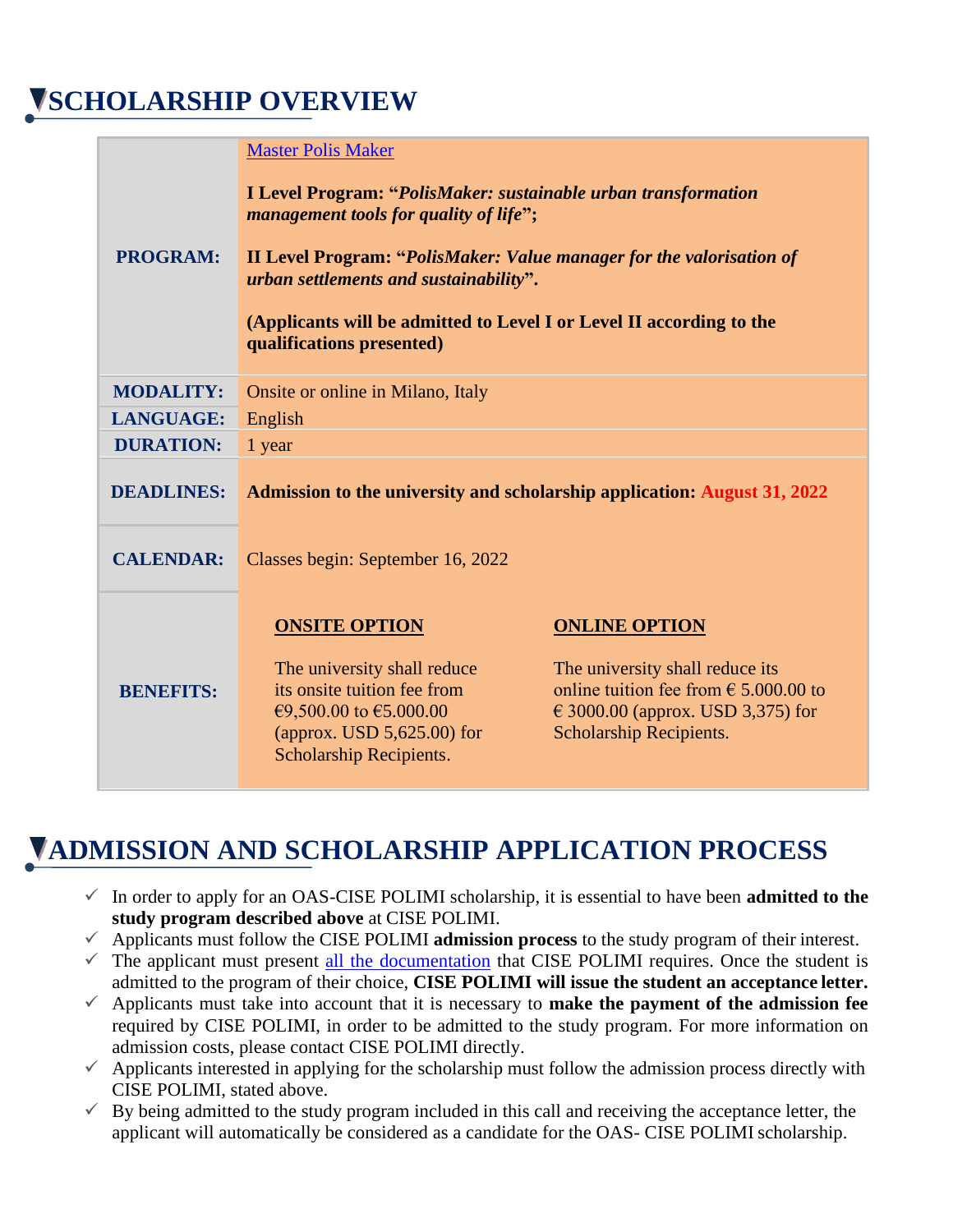# SCHOLARSHIP OVERVIEW

| | |
|---|---|
| **PROGRAM:** | [Master Polis Maker]()<br><br>**I Level Program: "*PolisMaker: sustainable urban transformation management tools for quality of life*";**<br><br>**II Level Program: "*PolisMaker: Value manager for the valorisation of urban settlements and sustainability*".**<br><br>**(Applicants will be admitted to Level I or Level II according to the qualifications presented)** |
| **MODALITY:** | Onsite or online in Milano, Italy |
| **LANGUAGE:** | English |
| **DURATION:** | 1 year |
| **DEADLINES:** | **Admission to the university and scholarship application: August 31, 2022** |
| **CALENDAR:** | Classes begin: September 16, 2022 |
| **BENEFITS:** | **ONSITE OPTION**<br><br>The university shall reduce its onsite tuition fee from €9,500.00 to €5.000.00 (approx. USD 5,625.00) for Scholarship Recipients.<br><br>**ONLINE OPTION**<br><br>The university shall reduce its online tuition fee from € 5.000.00 to € 3000.00 (approx. USD 3,375) for Scholarship Recipients. |

# ADMISSION AND SCHOLARSHIP APPLICATION PROCESS

- In order to apply for an OAS-CISE POLIMI scholarship, it is essential to have been **admitted to the study program described above** at CISE POLIMI.
- Applicants must follow the CISE POLIMI **admission process** to the study program of their interest.
- The applicant must present [all the documentation]() that CISE POLIMI requires. Once the student is admitted to the program of their choice, **CISE POLIMI will issue the student an acceptance letter.**
- Applicants must take into account that it is necessary to **make the payment of the admission fee** required by CISE POLIMI, in order to be admitted to the study program. For more information on admission costs, please contact CISE POLIMI directly.
- Applicants interested in applying for the scholarship must follow the admission process directly with CISE POLIMI, stated above.
- By being admitted to the study program included in this call and receiving the acceptance letter, the applicant will automatically be considered as a candidate for the OAS- CISE POLIMI scholarship.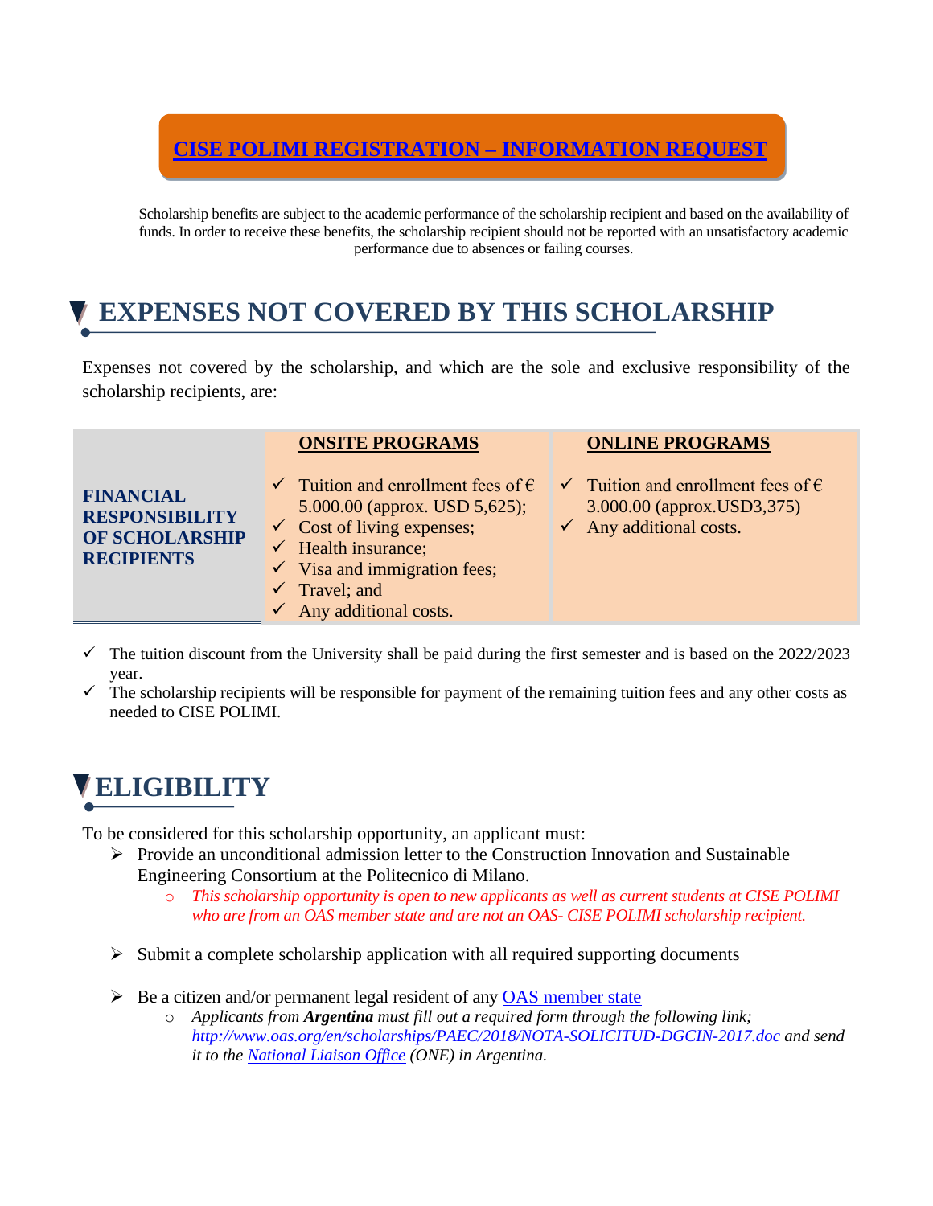**[CISE POLIMI REGISTRATION – INFORMATION REQUEST]()**

Scholarship benefits are subject to the academic performance of the scholarship recipient and based on the availability of funds. In order to receive these benefits, the scholarship recipient should not be reported with an unsatisfactory academic performance due to absences or failing courses.

# EXPENSES NOT COVERED BY THIS SCHOLARSHIP

Expenses not covered by the scholarship, and which are the sole and exclusive responsibility of the scholarship recipients, are:

| | **ONSITE PROGRAMS** | **ONLINE PROGRAMS** |
|---|---|---|
| **FINANCIAL RESPONSIBILITY OF SCHOLARSHIP RECIPIENTS** | ✓ Tuition and enrollment fees of € 5.000.00 (approx. USD 5,625);<br>✓ Cost of living expenses;<br>✓ Health insurance;<br>✓ Visa and immigration fees;<br>✓ Travel; and<br>✓ Any additional costs. | ✓ Tuition and enrollment fees of € 3.000.00 (approx.USD3,375)<br>✓ Any additional costs. |

- ✓ The tuition discount from the University shall be paid during the first semester and is based on the 2022/2023 year.
- ✓ The scholarship recipients will be responsible for payment of the remaining tuition fees and any other costs as needed to CISE POLIMI.

# ELIGIBILITY

To be considered for this scholarship opportunity, an applicant must:

- Provide an unconditional admission letter to the Construction Innovation and Sustainable Engineering Consortium at the Politecnico di Milano.
  - *This scholarship opportunity is open to new applicants as well as current students at CISE POLIMI who are from an OAS member state and are not an OAS- CISE POLIMI scholarship recipient.*

- Submit a complete scholarship application with all required supporting documents

- Be a citizen and/or permanent legal resident of any [OAS member state]()
  - *Applicants from **Argentina** must fill out a required form through the following link; [http://www.oas.org/en/scholarships/PAEC/2018/NOTA-SOLICITUD-DGCIN-2017.doc](http://www.oas.org/en/scholarships/PAEC/2018/NOTA-SOLICITUD-DGCIN-2017.doc) and send it to the [National Liaison Office]() (ONE) in Argentina.*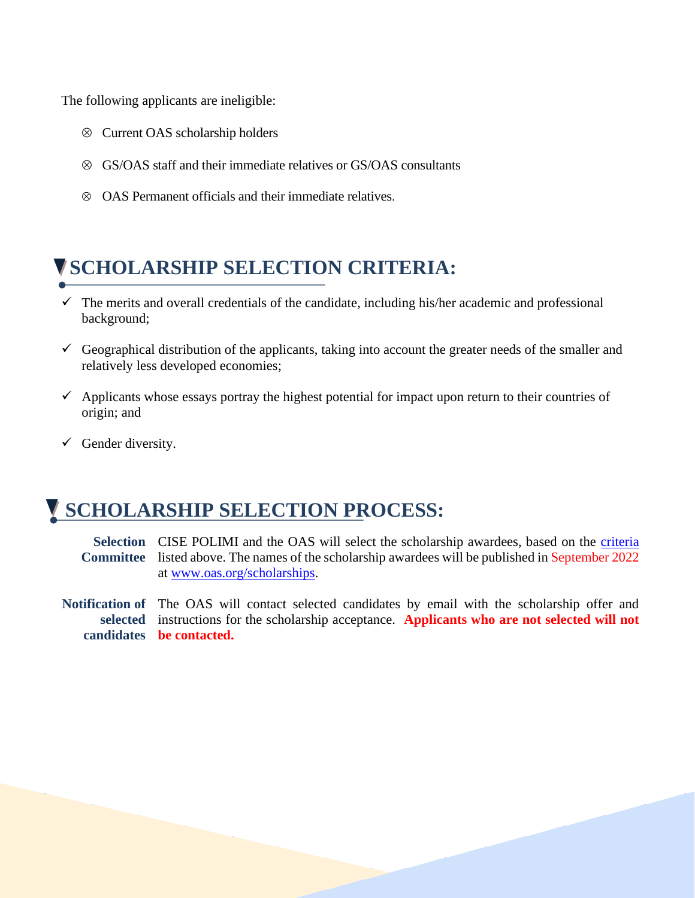The following applicants are ineligible:

- ⊗ Current OAS scholarship holders
- ⊗ GS/OAS staff and their immediate relatives or GS/OAS consultants
- ⊗ OAS Permanent officials and their immediate relatives.

## SCHOLARSHIP SELECTION CRITERIA:

- ✓ The merits and overall credentials of the candidate, including his/her academic and professional background;
- ✓ Geographical distribution of the applicants, taking into account the greater needs of the smaller and relatively less developed economies;
- ✓ Applicants whose essays portray the highest potential for impact upon return to their countries of origin; and
- ✓ Gender diversity.

## SCHOLARSHIP SELECTION PROCESS:

**Selection Committee** CISE POLIMI and the OAS will select the scholarship awardees, based on the criteria listed above. The names of the scholarship awardees will be published in September 2022 at www.oas.org/scholarships.

**Notification of selected candidates** The OAS will contact selected candidates by email with the scholarship offer and instructions for the scholarship acceptance. **Applicants who are not selected will not be contacted.**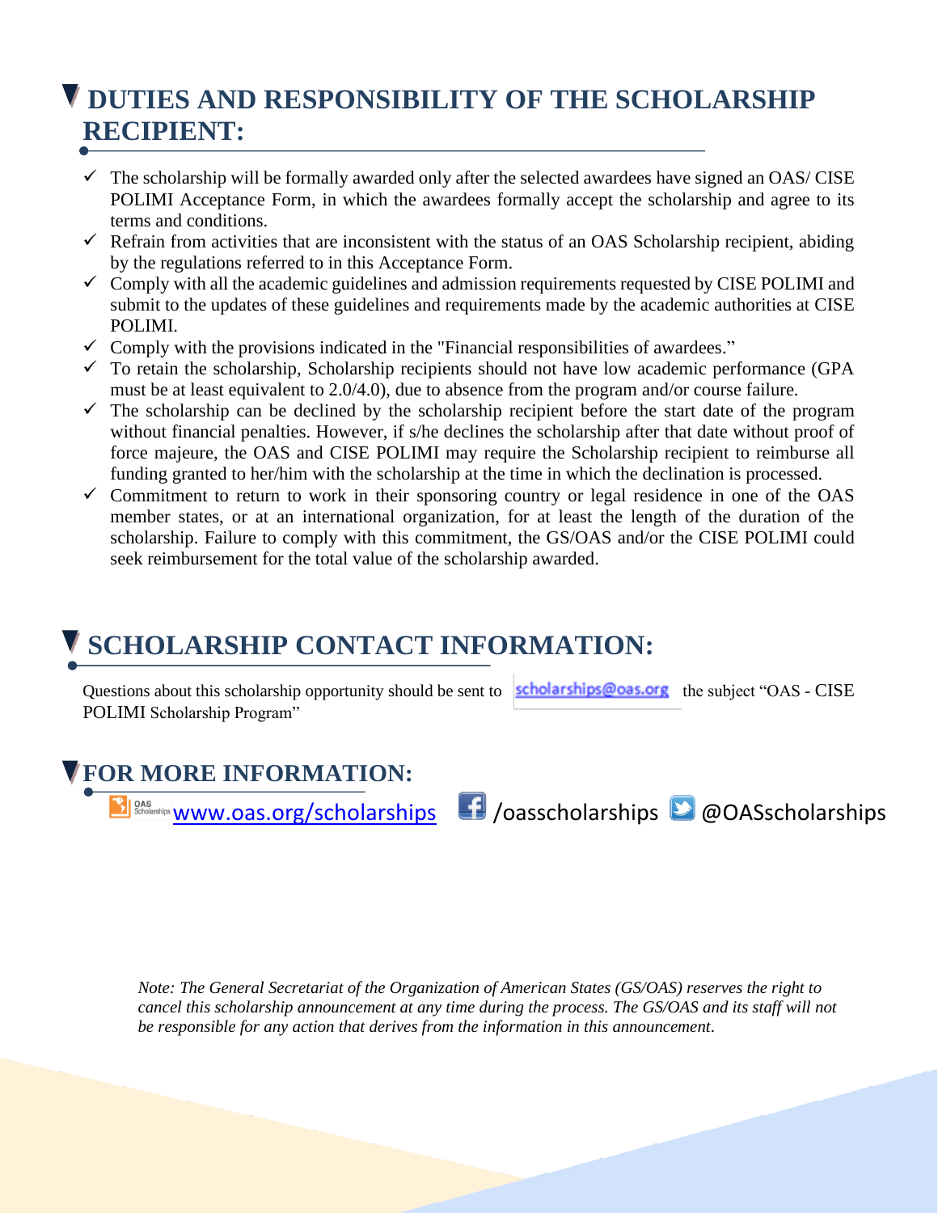## DUTIES AND RESPONSIBILITY OF THE SCHOLARSHIP RECIPIENT:

- ✓ The scholarship will be formally awarded only after the selected awardees have signed an OAS/ CISE POLIMI Acceptance Form, in which the awardees formally accept the scholarship and agree to its terms and conditions.
- ✓ Refrain from activities that are inconsistent with the status of an OAS Scholarship recipient, abiding by the regulations referred to in this Acceptance Form.
- ✓ Comply with all the academic guidelines and admission requirements requested by CISE POLIMI and submit to the updates of these guidelines and requirements made by the academic authorities at CISE POLIMI.
- ✓ Comply with the provisions indicated in the "Financial responsibilities of awardees."
- ✓ To retain the scholarship, Scholarship recipients should not have low academic performance (GPA must be at least equivalent to 2.0/4.0), due to absence from the program and/or course failure.
- ✓ The scholarship can be declined by the scholarship recipient before the start date of the program without financial penalties. However, if s/he declines the scholarship after that date without proof of force majeure, the OAS and CISE POLIMI may require the Scholarship recipient to reimburse all funding granted to her/him with the scholarship at the time in which the declination is processed.
- ✓ Commitment to return to work in their sponsoring country or legal residence in one of the OAS member states, or at an international organization, for at least the length of the duration of the scholarship. Failure to comply with this commitment, the GS/OAS and/or the CISE POLIMI could seek reimbursement for the total value of the scholarship awarded.

## SCHOLARSHIP CONTACT INFORMATION:

Questions about this scholarship opportunity should be sent to scholarships@oas.org the subject "OAS - CISE POLIMI Scholarship Program"

## FOR MORE INFORMATION:

OAS Scholarships www.oas.org/scholarships /oasscholarships @OASscholarships

*Note: The General Secretariat of the Organization of American States (GS/OAS) reserves the right to cancel this scholarship announcement at any time during the process. The GS/OAS and its staff will not be responsible for any action that derives from the information in this announcement.*